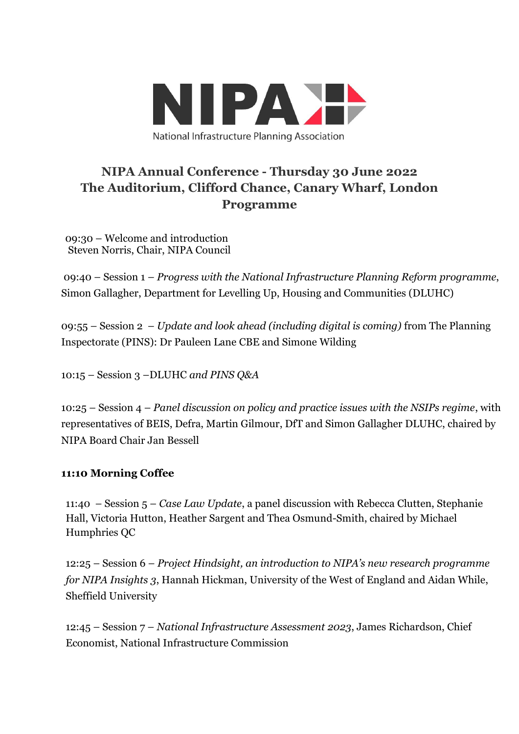NIPA

National Infrastructure Planning Association

## NIPA Annual Conference - Thursday 30 June 2022
## The Auditorium, Clifford Chance, Canary Wharf, London
## Programme

09:30 – Welcome and introduction
Steven Norris, Chair, NIPA Council

09:40 – Session 1 – *Progress with the National Infrastructure Planning Reform programme*, Simon Gallagher, Department for Levelling Up, Housing and Communities (DLUHC)

09:55 – Session 2 – *Update and look ahead (including digital is coming)* from The Planning Inspectorate (PINS): Dr Pauleen Lane CBE and Simone Wilding

10:15 – Session 3 –DLUHC *and PINS Q&A*

10:25 – Session 4 – *Panel discussion on policy and practice issues with the NSIPs regime*, with representatives of BEIS, Defra, Martin Gilmour, DfT and Simon Gallagher DLUHC, chaired by NIPA Board Chair Jan Bessell

**11:10 Morning Coffee**

11:40 – Session 5 – *Case Law Update*, a panel discussion with Rebecca Clutten, Stephanie Hall, Victoria Hutton, Heather Sargent and Thea Osmund-Smith, chaired by Michael Humphries QC

12:25 – Session 6 – *Project Hindsight, an introduction to NIPA's new research programme for NIPA Insights 3*, Hannah Hickman, University of the West of England and Aidan While, Sheffield University

12:45 – Session 7 – *National Infrastructure Assessment 2023*, James Richardson, Chief Economist, National Infrastructure Commission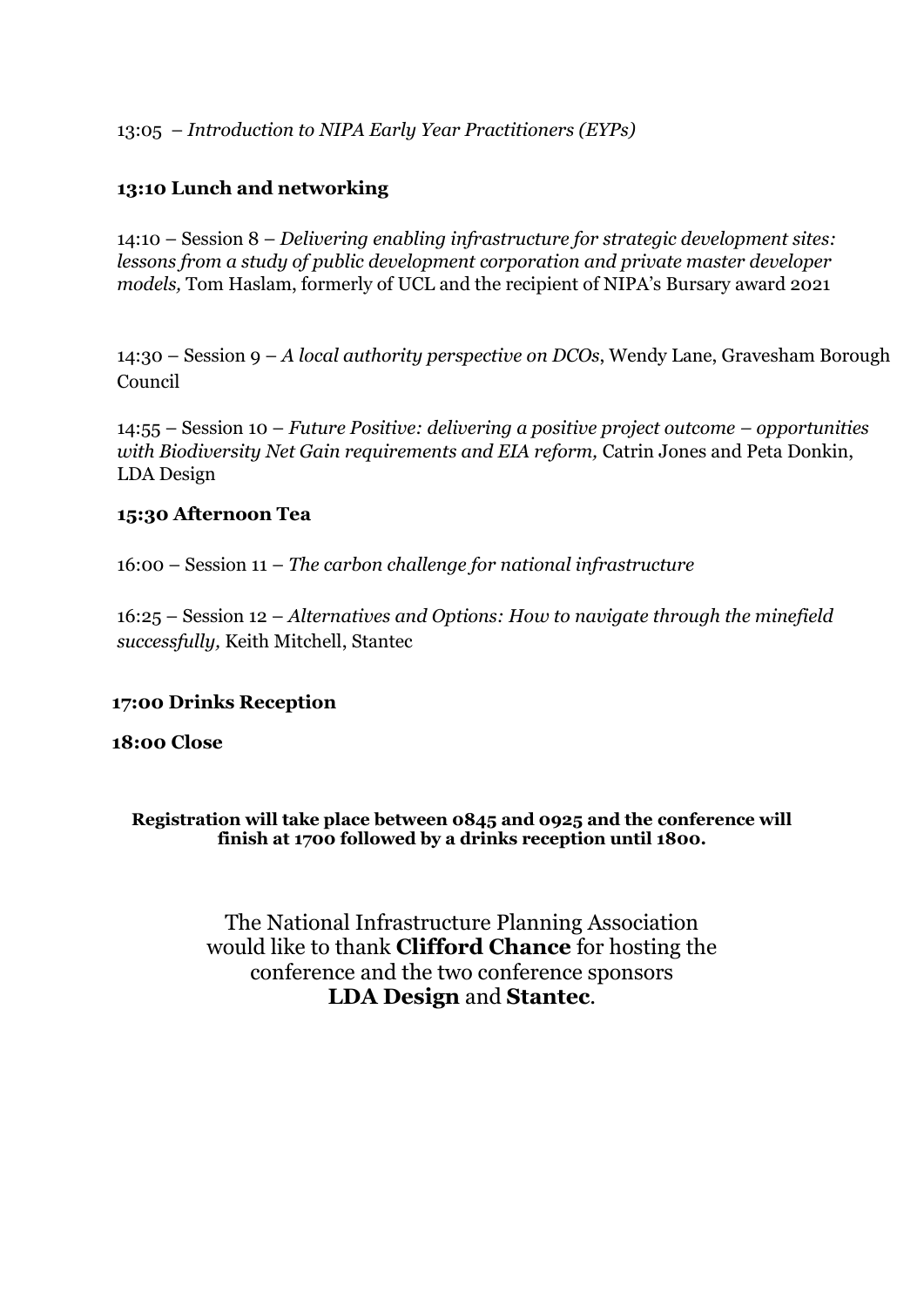13:05 – *Introduction to NIPA Early Year Practitioners (EYPs)*

**13:10 Lunch and networking**

14:10 – Session 8 – *Delivering enabling infrastructure for strategic development sites: lessons from a study of public development corporation and private master developer models,* Tom Haslam, formerly of UCL and the recipient of NIPA's Bursary award 2021

14:30 – Session 9 – *A local authority perspective on DCOs*, Wendy Lane, Gravesham Borough Council

14:55 – Session 10 – *Future Positive: delivering a positive project outcome – opportunities with Biodiversity Net Gain requirements and EIA reform,* Catrin Jones and Peta Donkin, LDA Design

**15:30 Afternoon Tea**

16:00 – Session 11 – *The carbon challenge for national infrastructure*

16:25 – Session 12 – *Alternatives and Options: How to navigate through the minefield successfully,* Keith Mitchell, Stantec

**17:00 Drinks Reception**

**18:00 Close**

**Registration will take place between 0845 and 0925 and the conference will finish at 1700 followed by a drinks reception until 1800.**

The National Infrastructure Planning Association would like to thank **Clifford Chance** for hosting the conference and the two conference sponsors **LDA Design** and **Stantec**.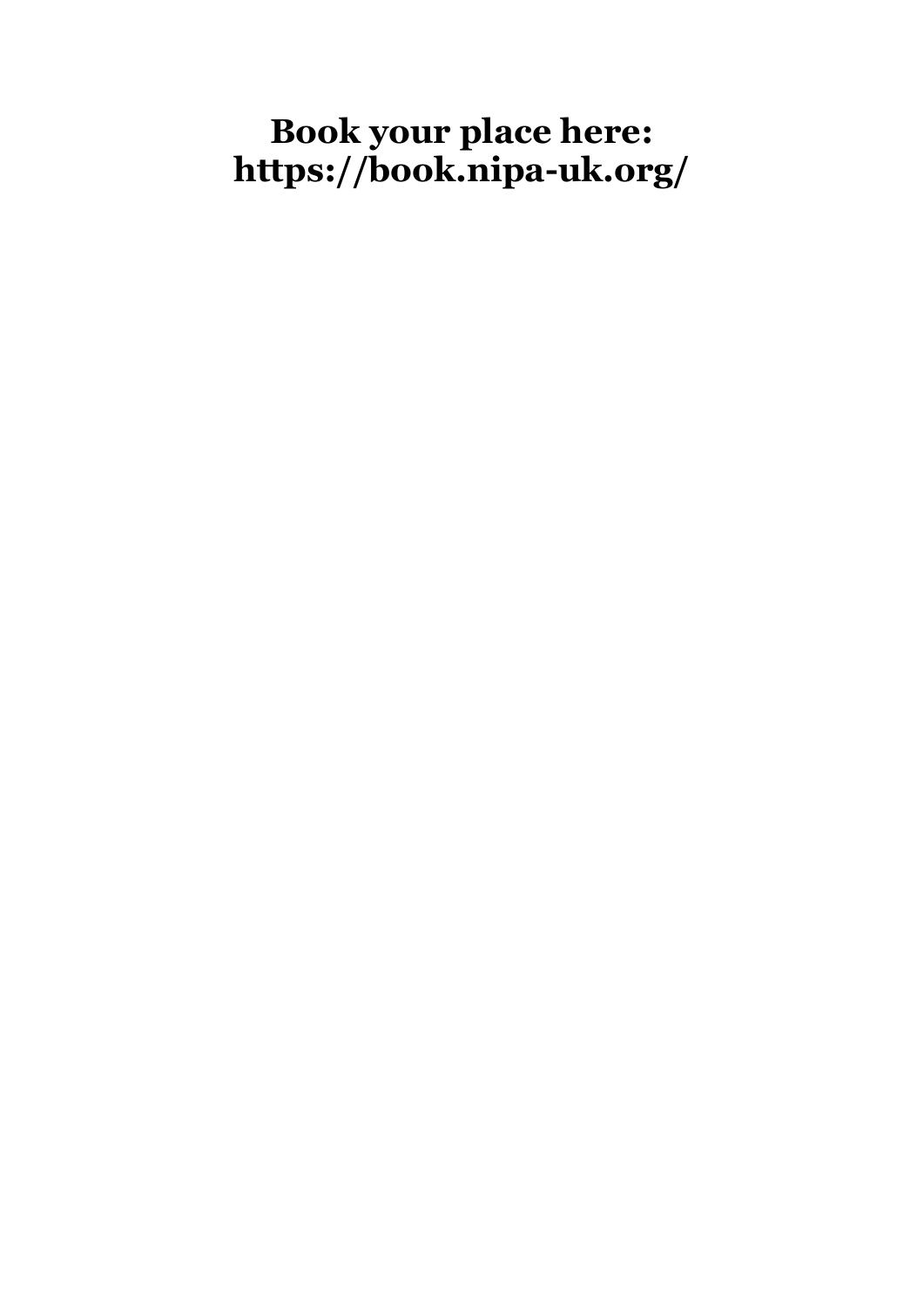**Book your place here:**
**https://book.nipa-uk.org/**